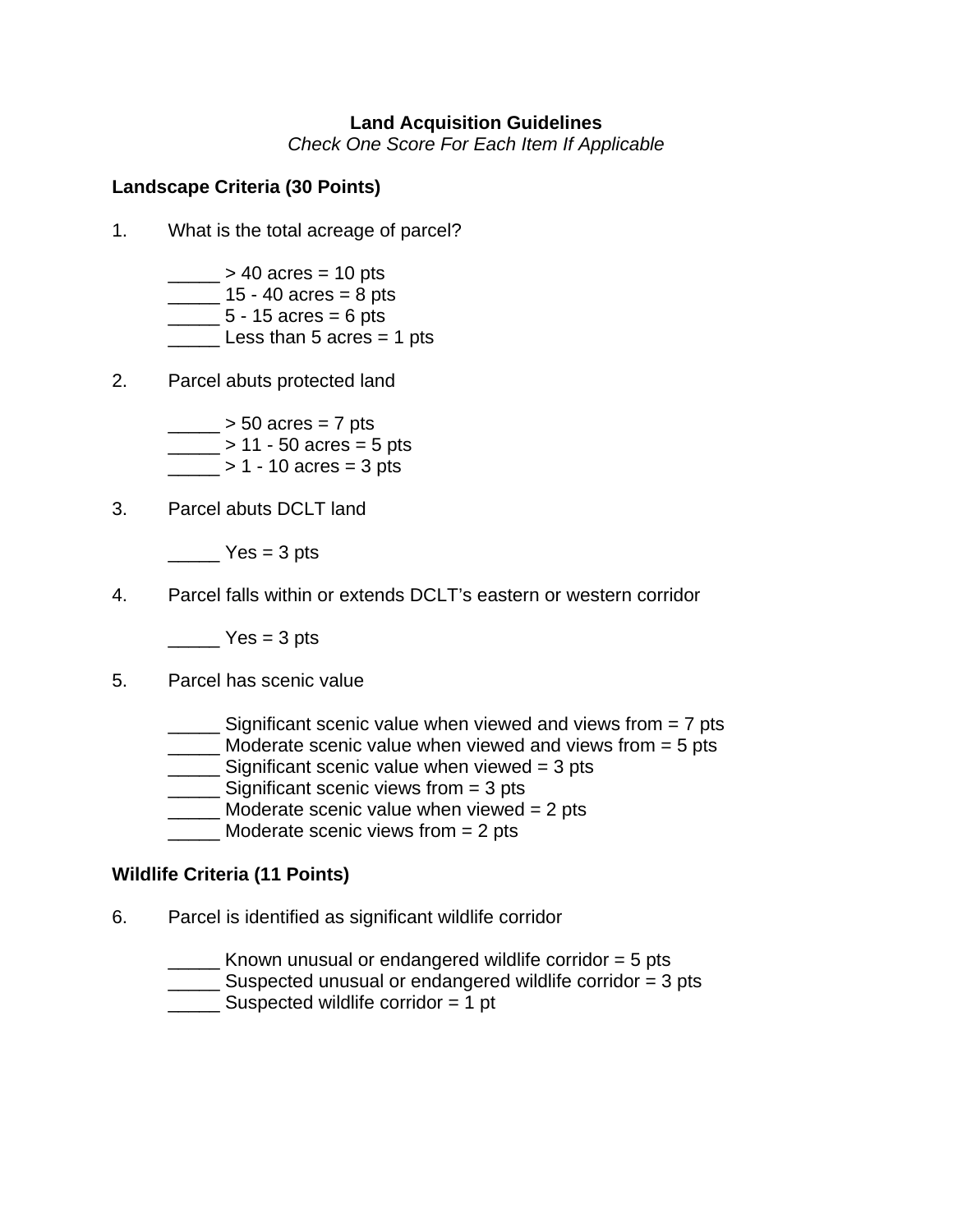**Land Acquisition Guidelines**

*Check One Score For Each Item If Applicable*

**Landscape Criteria (30 Points)**

1. What is the total acreage of parcel?

   _____ > 40 acres = 10 pts
   _____ 15 - 40 acres = 8 pts
   _____ 5 - 15 acres = 6 pts
   _____ Less than 5 acres = 1 pts

2. Parcel abuts protected land

   _____ > 50 acres = 7 pts
   _____ > 11 - 50 acres = 5 pts
   _____ > 1 - 10 acres = 3 pts

3. Parcel abuts DCLT land

   _____ Yes = 3 pts

4. Parcel falls within or extends DCLT's eastern or western corridor

   _____ Yes = 3 pts

5. Parcel has scenic value

   _____ Significant scenic value when viewed and views from = 7 pts
   _____ Moderate scenic value when viewed and views from = 5 pts
   _____ Significant scenic value when viewed = 3 pts
   _____ Significant scenic views from = 3 pts
   _____ Moderate scenic value when viewed = 2 pts
   _____ Moderate scenic views from = 2 pts

**Wildlife Criteria (11 Points)**

6. Parcel is identified as significant wildlife corridor

   _____ Known unusual or endangered wildlife corridor = 5 pts
   _____ Suspected unusual or endangered wildlife corridor = 3 pts
   _____ Suspected wildlife corridor = 1 pt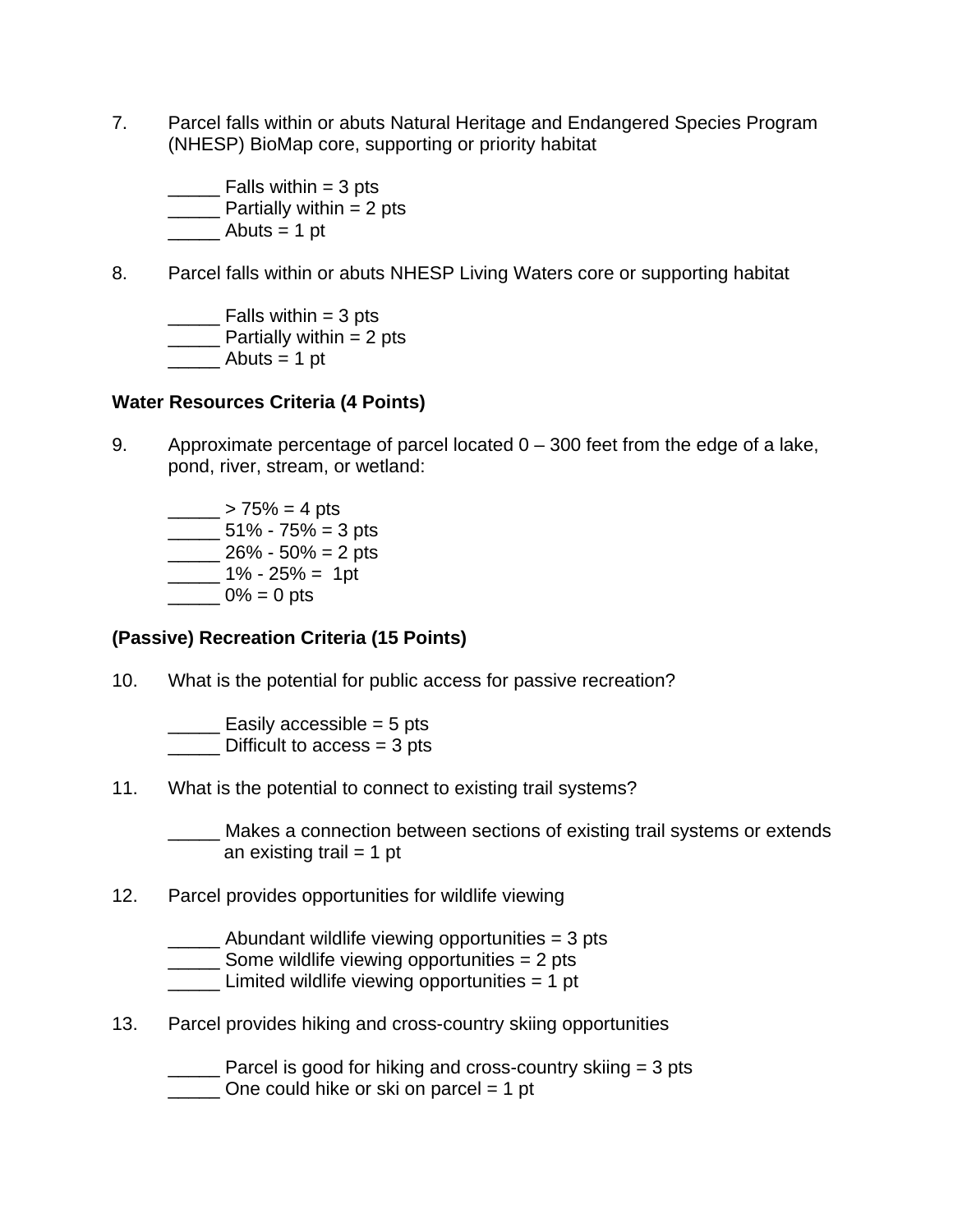7. Parcel falls within or abuts Natural Heritage and Endangered Species Program (NHESP) BioMap core, supporting or priority habitat

   _____ Falls within = 3 pts
   _____ Partially within = 2 pts
   _____ Abuts = 1 pt

8. Parcel falls within or abuts NHESP Living Waters core or supporting habitat

   _____ Falls within = 3 pts
   _____ Partially within = 2 pts
   _____ Abuts = 1 pt

**Water Resources Criteria (4 Points)**

9. Approximate percentage of parcel located 0 – 300 feet from the edge of a lake, pond, river, stream, or wetland:

   _____ > 75% = 4 pts
   _____ 51% - 75% = 3 pts
   _____ 26% - 50% = 2 pts
   _____ 1% - 25% = 1pt
   _____ 0% = 0 pts

**(Passive) Recreation Criteria (15 Points)**

10. What is the potential for public access for passive recreation?

    _____ Easily accessible = 5 pts
    _____ Difficult to access = 3 pts

11. What is the potential to connect to existing trail systems?

    _____ Makes a connection between sections of existing trail systems or extends an existing trail = 1 pt

12. Parcel provides opportunities for wildlife viewing

    _____ Abundant wildlife viewing opportunities = 3 pts
    _____ Some wildlife viewing opportunities = 2 pts
    _____ Limited wildlife viewing opportunities = 1 pt

13. Parcel provides hiking and cross-country skiing opportunities

    _____ Parcel is good for hiking and cross-country skiing = 3 pts
    _____ One could hike or ski on parcel = 1 pt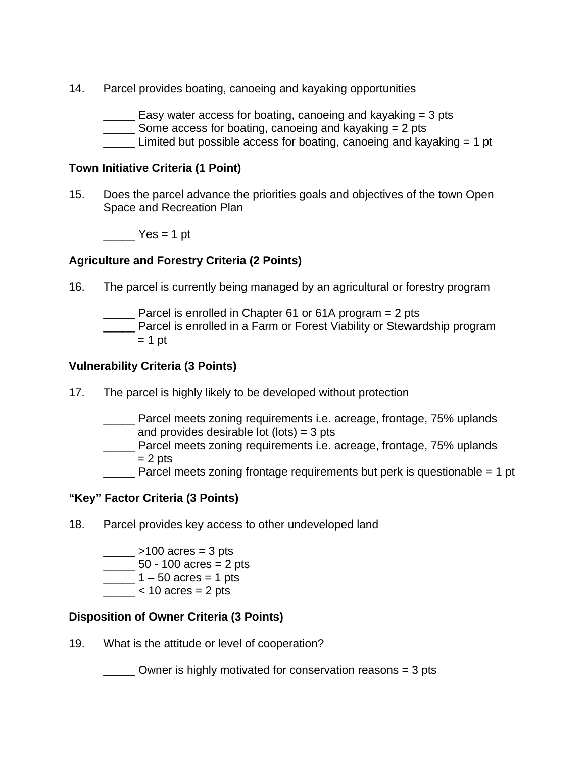14. Parcel provides boating, canoeing and kayaking opportunities

_____ Easy water access for boating, canoeing and kayaking = 3 pts
_____ Some access for boating, canoeing and kayaking = 2 pts
_____ Limited but possible access for boating, canoeing and kayaking = 1 pt

**Town Initiative Criteria (1 Point)**

15. Does the parcel advance the priorities goals and objectives of the town Open Space and Recreation Plan

_____ Yes = 1 pt

**Agriculture and Forestry Criteria (2 Points)**

16. The parcel is currently being managed by an agricultural or forestry program

_____ Parcel is enrolled in Chapter 61 or 61A program = 2 pts
_____ Parcel is enrolled in a Farm or Forest Viability or Stewardship program = 1 pt

**Vulnerability Criteria (3 Points)**

17. The parcel is highly likely to be developed without protection

_____ Parcel meets zoning requirements i.e. acreage, frontage, 75% uplands and provides desirable lot (lots) = 3 pts
_____ Parcel meets zoning requirements i.e. acreage, frontage, 75% uplands = 2 pts
_____ Parcel meets zoning frontage requirements but perk is questionable = 1 pt

**"Key" Factor Criteria (3 Points)**

18. Parcel provides key access to other undeveloped land

_____ >100 acres = 3 pts
_____ 50 - 100 acres = 2 pts
_____ 1 – 50 acres = 1 pts
_____ < 10 acres = 2 pts

**Disposition of Owner Criteria (3 Points)**

19. What is the attitude or level of cooperation?

_____ Owner is highly motivated for conservation reasons = 3 pts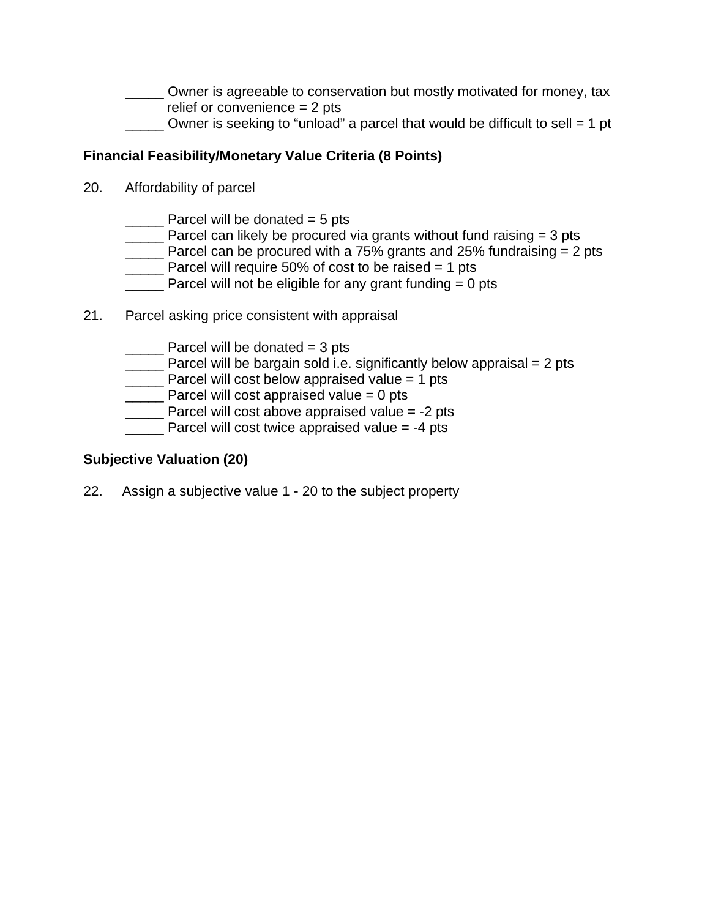_____ Owner is agreeable to conservation but mostly motivated for money, tax relief or convenience = 2 pts
_____ Owner is seeking to "unload" a parcel that would be difficult to sell = 1 pt

**Financial Feasibility/Monetary Value Criteria (8 Points)**

20. Affordability of parcel

_____ Parcel will be donated = 5 pts
_____ Parcel can likely be procured via grants without fund raising = 3 pts
_____ Parcel can be procured with a 75% grants and 25% fundraising = 2 pts
_____ Parcel will require 50% of cost to be raised = 1 pts
_____ Parcel will not be eligible for any grant funding = 0 pts

21. Parcel asking price consistent with appraisal

_____ Parcel will be donated = 3 pts
_____ Parcel will be bargain sold i.e. significantly below appraisal = 2 pts
_____ Parcel will cost below appraised value = 1 pts
_____ Parcel will cost appraised value = 0 pts
_____ Parcel will cost above appraised value = -2 pts
_____ Parcel will cost twice appraised value = -4 pts

**Subjective Valuation (20)**

22. Assign a subjective value 1 - 20 to the subject property